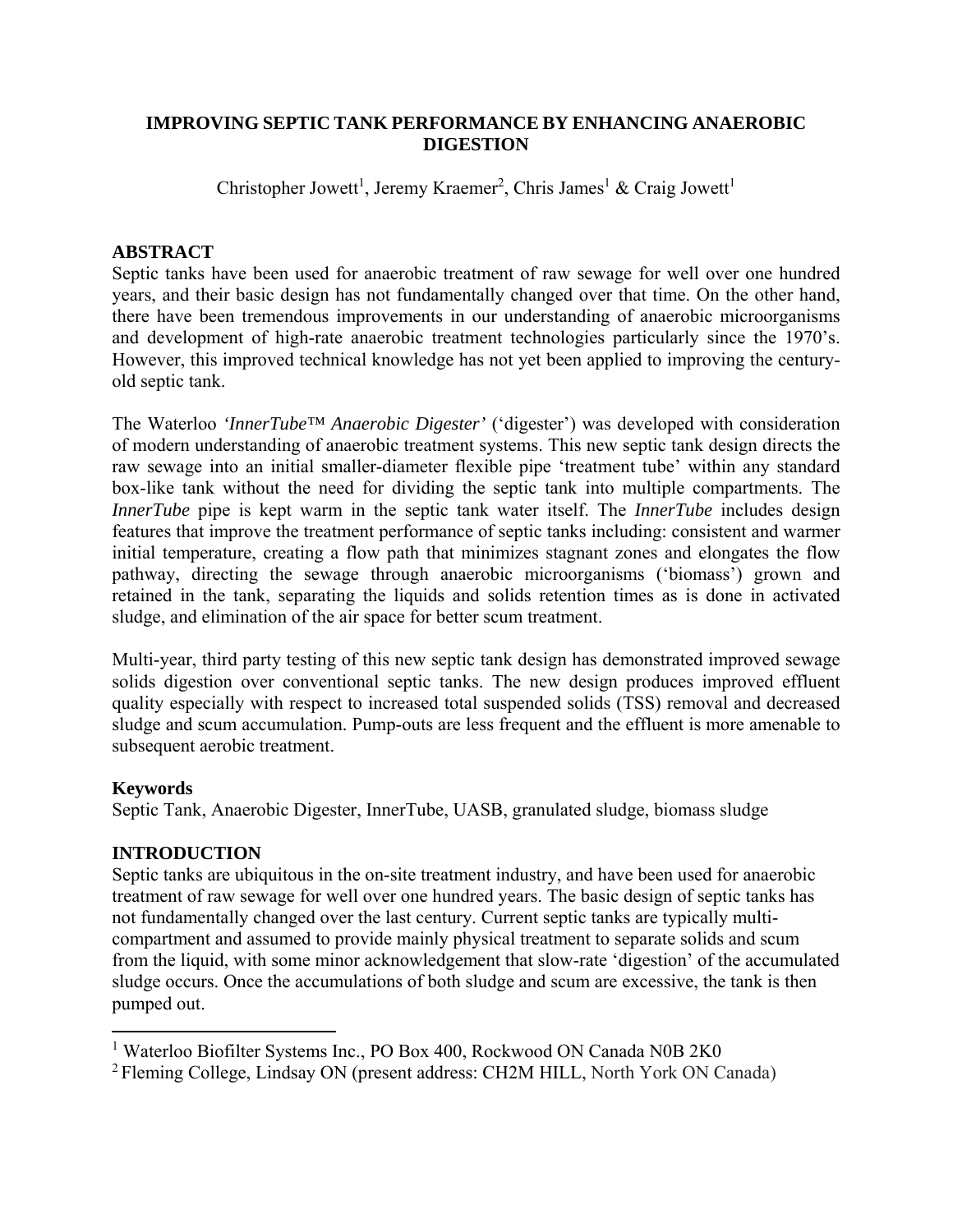# IMPROVING SEPTIC TANK PERFORMANCE BY ENHANCING ANAEROBIC DIGESTION

Christopher Jowett[1], Jeremy Kraemer[2], Chris James[1] & Craig Jowett[1]

## ABSTRACT

Septic tanks have been used for anaerobic treatment of raw sewage for well over one hundred years, and their basic design has not fundamentally changed over that time. On the other hand, there have been tremendous improvements in our understanding of anaerobic microorganisms and development of high-rate anaerobic treatment technologies particularly since the 1970's. However, this improved technical knowledge has not yet been applied to improving the century-old septic tank.

The Waterloo *'InnerTube™ Anaerobic Digester'* ('digester') was developed with consideration of modern understanding of anaerobic treatment systems. This new septic tank design directs the raw sewage into an initial smaller-diameter flexible pipe 'treatment tube' within any standard box-like tank without the need for dividing the septic tank into multiple compartments. The *InnerTube* pipe is kept warm in the septic tank water itself. The *InnerTube* includes design features that improve the treatment performance of septic tanks including: consistent and warmer initial temperature, creating a flow path that minimizes stagnant zones and elongates the flow pathway, directing the sewage through anaerobic microorganisms ('biomass') grown and retained in the tank, separating the liquids and solids retention times as is done in activated sludge, and elimination of the air space for better scum treatment.

Multi-year, third party testing of this new septic tank design has demonstrated improved sewage solids digestion over conventional septic tanks. The new design produces improved effluent quality especially with respect to increased total suspended solids (TSS) removal and decreased sludge and scum accumulation. Pump-outs are less frequent and the effluent is more amenable to subsequent aerobic treatment.

### Keywords

Septic Tank, Anaerobic Digester, InnerTube, UASB, granulated sludge, biomass sludge

## INTRODUCTION

Septic tanks are ubiquitous in the on-site treatment industry, and have been used for anaerobic treatment of raw sewage for well over one hundred years. The basic design of septic tanks has not fundamentally changed over the last century. Current septic tanks are typically multi-compartment and assumed to provide mainly physical treatment to separate solids and scum from the liquid, with some minor acknowledgement that slow-rate 'digestion' of the accumulated sludge occurs. Once the accumulations of both sludge and scum are excessive, the tank is then pumped out.

---

[1] Waterloo Biofilter Systems Inc., PO Box 400, Rockwood ON Canada N0B 2K0

[2] Fleming College, Lindsay ON (present address: CH2M HILL, North York ON Canada)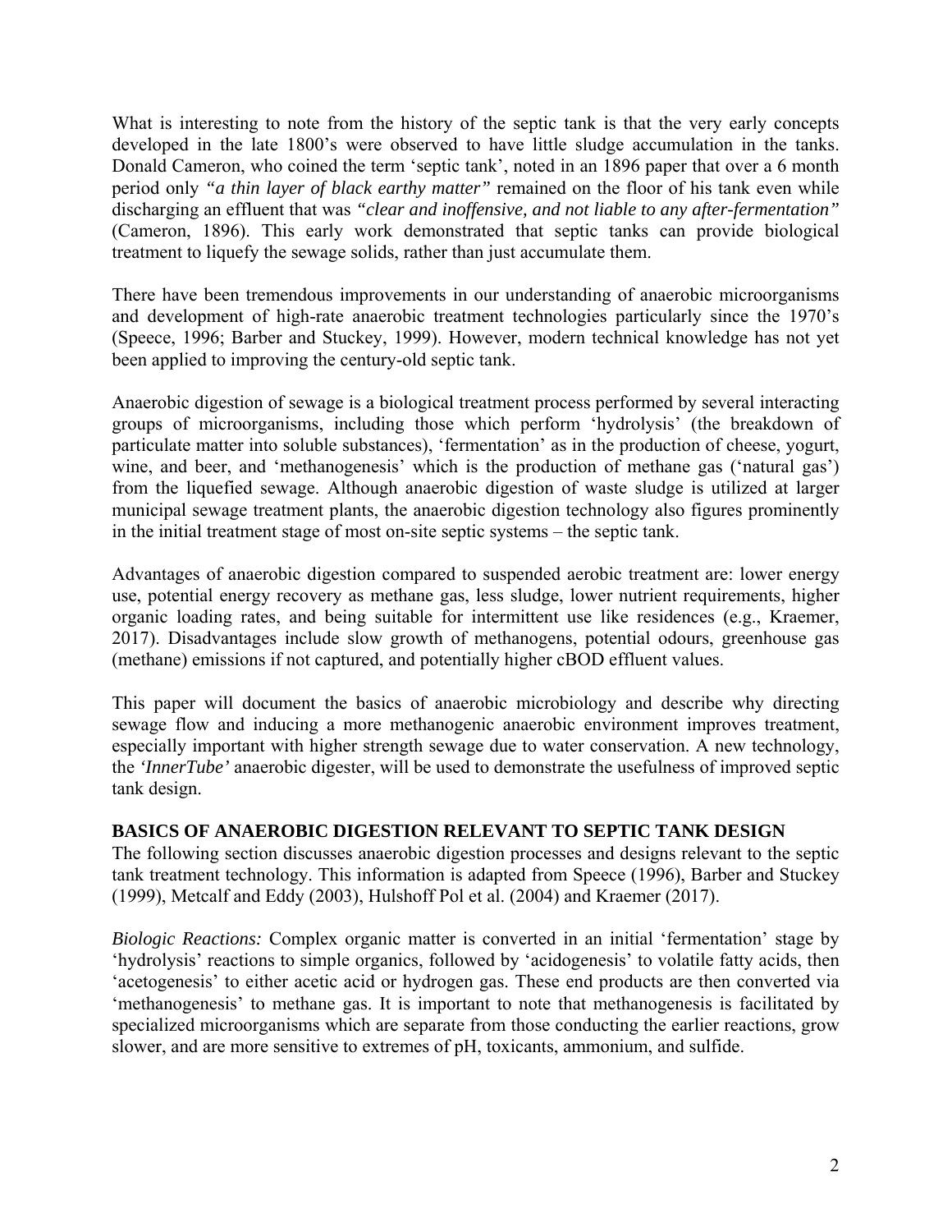What is interesting to note from the history of the septic tank is that the very early concepts developed in the late 1800's were observed to have little sludge accumulation in the tanks. Donald Cameron, who coined the term 'septic tank', noted in an 1896 paper that over a 6 month period only *"a thin layer of black earthy matter"* remained on the floor of his tank even while discharging an effluent that was *"clear and inoffensive, and not liable to any after-fermentation"* (Cameron, 1896). This early work demonstrated that septic tanks can provide biological treatment to liquefy the sewage solids, rather than just accumulate them.

There have been tremendous improvements in our understanding of anaerobic microorganisms and development of high-rate anaerobic treatment technologies particularly since the 1970's (Speece, 1996; Barber and Stuckey, 1999). However, modern technical knowledge has not yet been applied to improving the century-old septic tank.

Anaerobic digestion of sewage is a biological treatment process performed by several interacting groups of microorganisms, including those which perform 'hydrolysis' (the breakdown of particulate matter into soluble substances), 'fermentation' as in the production of cheese, yogurt, wine, and beer, and 'methanogenesis' which is the production of methane gas ('natural gas') from the liquefied sewage. Although anaerobic digestion of waste sludge is utilized at larger municipal sewage treatment plants, the anaerobic digestion technology also figures prominently in the initial treatment stage of most on-site septic systems – the septic tank.

Advantages of anaerobic digestion compared to suspended aerobic treatment are: lower energy use, potential energy recovery as methane gas, less sludge, lower nutrient requirements, higher organic loading rates, and being suitable for intermittent use like residences (e.g., Kraemer, 2017). Disadvantages include slow growth of methanogens, potential odours, greenhouse gas (methane) emissions if not captured, and potentially higher cBOD effluent values.

This paper will document the basics of anaerobic microbiology and describe why directing sewage flow and inducing a more methanogenic anaerobic environment improves treatment, especially important with higher strength sewage due to water conservation. A new technology, the *'InnerTube'* anaerobic digester, will be used to demonstrate the usefulness of improved septic tank design.

## BASICS OF ANAEROBIC DIGESTION RELEVANT TO SEPTIC TANK DESIGN

The following section discusses anaerobic digestion processes and designs relevant to the septic tank treatment technology. This information is adapted from Speece (1996), Barber and Stuckey (1999), Metcalf and Eddy (2003), Hulshoff Pol et al. (2004) and Kraemer (2017).

*Biologic Reactions:* Complex organic matter is converted in an initial 'fermentation' stage by 'hydrolysis' reactions to simple organics, followed by 'acidogenesis' to volatile fatty acids, then 'acetogenesis' to either acetic acid or hydrogen gas. These end products are then converted via 'methanogenesis' to methane gas. It is important to note that methanogenesis is facilitated by specialized microorganisms which are separate from those conducting the earlier reactions, grow slower, and are more sensitive to extremes of pH, toxicants, ammonium, and sulfide.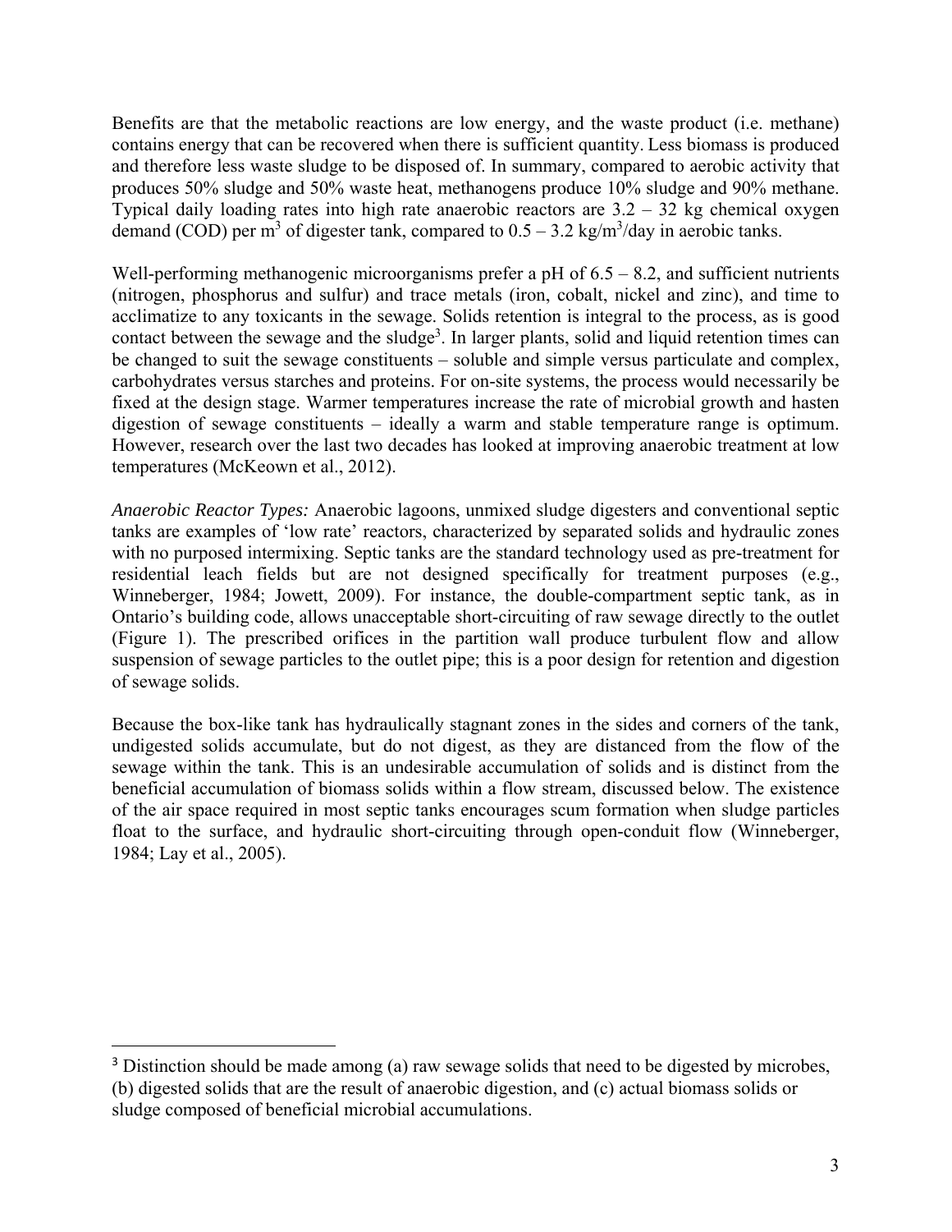Benefits are that the metabolic reactions are low energy, and the waste product (i.e. methane) contains energy that can be recovered when there is sufficient quantity. Less biomass is produced and therefore less waste sludge to be disposed of. In summary, compared to aerobic activity that produces 50% sludge and 50% waste heat, methanogens produce 10% sludge and 90% methane. Typical daily loading rates into high rate anaerobic reactors are 3.2 – 32 kg chemical oxygen demand (COD) per $m^3$ of digester tank, compared to 0.5 – 3.2 kg/$m^3$/day in aerobic tanks.

Well-performing methanogenic microorganisms prefer a pH of 6.5 – 8.2, and sufficient nutrients (nitrogen, phosphorus and sulfur) and trace metals (iron, cobalt, nickel and zinc), and time to acclimatize to any toxicants in the sewage. Solids retention is integral to the process, as is good contact between the sewage and the sludge[3]. In larger plants, solid and liquid retention times can be changed to suit the sewage constituents – soluble and simple versus particulate and complex, carbohydrates versus starches and proteins. For on-site systems, the process would necessarily be fixed at the design stage. Warmer temperatures increase the rate of microbial growth and hasten digestion of sewage constituents – ideally a warm and stable temperature range is optimum. However, research over the last two decades has looked at improving anaerobic treatment at low temperatures (McKeown et al., 2012).

*Anaerobic Reactor Types:* Anaerobic lagoons, unmixed sludge digesters and conventional septic tanks are examples of 'low rate' reactors, characterized by separated solids and hydraulic zones with no purposed intermixing. Septic tanks are the standard technology used as pre-treatment for residential leach fields but are not designed specifically for treatment purposes (e.g., Winneberger, 1984; Jowett, 2009). For instance, the double-compartment septic tank, as in Ontario's building code, allows unacceptable short-circuiting of raw sewage directly to the outlet (Figure 1). The prescribed orifices in the partition wall produce turbulent flow and allow suspension of sewage particles to the outlet pipe; this is a poor design for retention and digestion of sewage solids.

Because the box-like tank has hydraulically stagnant zones in the sides and corners of the tank, undigested solids accumulate, but do not digest, as they are distanced from the flow of the sewage within the tank. This is an undesirable accumulation of solids and is distinct from the beneficial accumulation of biomass solids within a flow stream, discussed below. The existence of the air space required in most septic tanks encourages scum formation when sludge particles float to the surface, and hydraulic short-circuiting through open-conduit flow (Winneberger, 1984; Lay et al., 2005).

---

[3] Distinction should be made among (a) raw sewage solids that need to be digested by microbes, (b) digested solids that are the result of anaerobic digestion, and (c) actual biomass solids or sludge composed of beneficial microbial accumulations.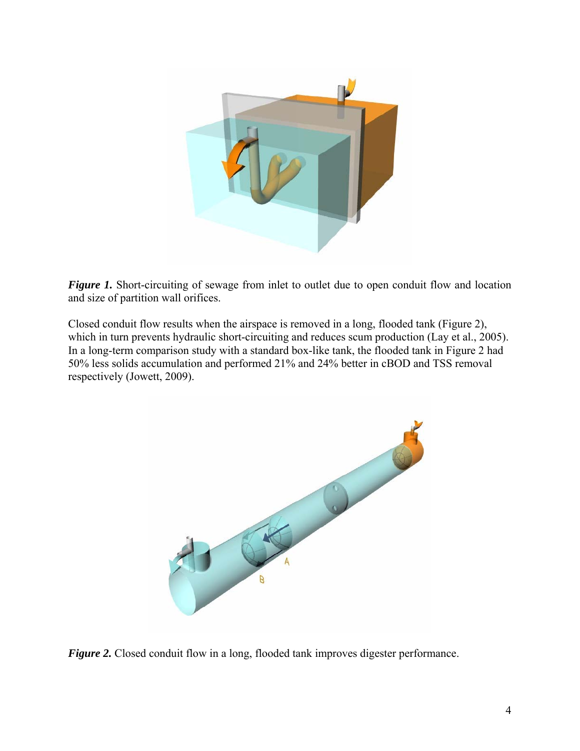***Figure 1.*** Short-circuiting of sewage from inlet to outlet due to open conduit flow and location and size of partition wall orifices.

Closed conduit flow results when the airspace is removed in a long, flooded tank (Figure 2), which in turn prevents hydraulic short-circuiting and reduces scum production (Lay et al., 2005). In a long-term comparison study with a standard box-like tank, the flooded tank in Figure 2 had 50% less solids accumulation and performed 21% and 24% better in cBOD and TSS removal respectively (Jowett, 2009).

***Figure 2.*** Closed conduit flow in a long, flooded tank improves digester performance.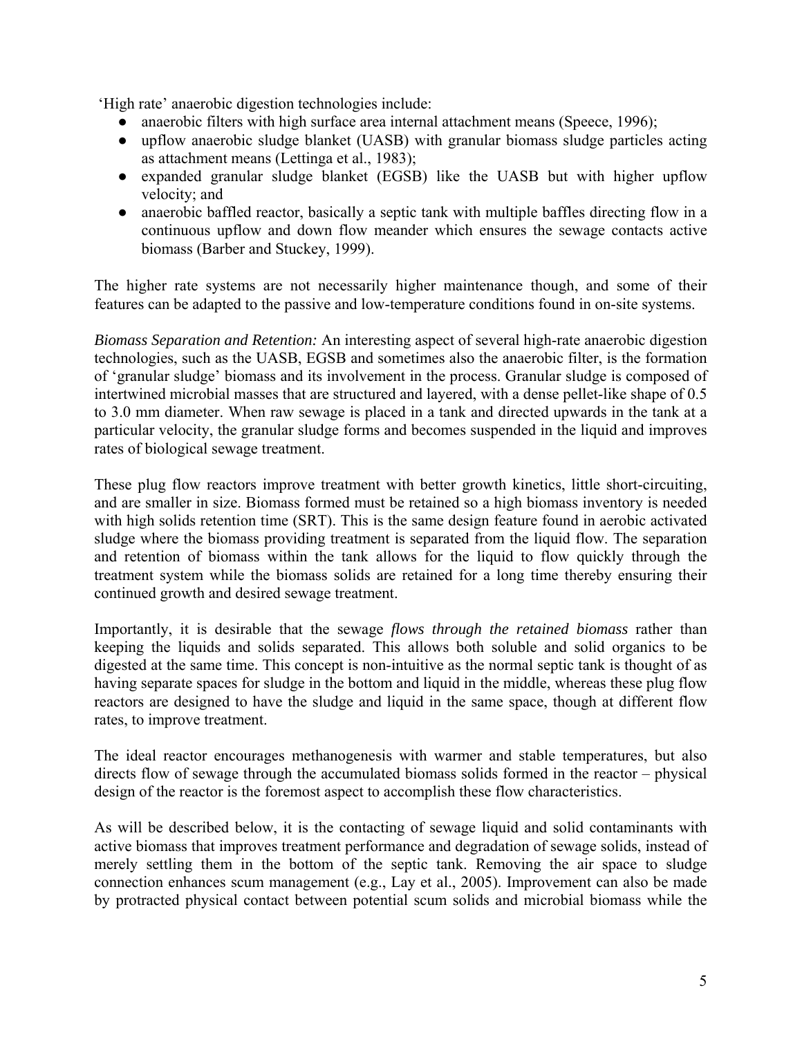'High rate' anaerobic digestion technologies include:

- anaerobic filters with high surface area internal attachment means (Speece, 1996);
- upflow anaerobic sludge blanket (UASB) with granular biomass sludge particles acting as attachment means (Lettinga et al., 1983);
- expanded granular sludge blanket (EGSB) like the UASB but with higher upflow velocity; and
- anaerobic baffled reactor, basically a septic tank with multiple baffles directing flow in a continuous upflow and down flow meander which ensures the sewage contacts active biomass (Barber and Stuckey, 1999).

The higher rate systems are not necessarily higher maintenance though, and some of their features can be adapted to the passive and low-temperature conditions found in on-site systems.

*Biomass Separation and Retention:* An interesting aspect of several high-rate anaerobic digestion technologies, such as the UASB, EGSB and sometimes also the anaerobic filter, is the formation of 'granular sludge' biomass and its involvement in the process. Granular sludge is composed of intertwined microbial masses that are structured and layered, with a dense pellet-like shape of 0.5 to 3.0 mm diameter. When raw sewage is placed in a tank and directed upwards in the tank at a particular velocity, the granular sludge forms and becomes suspended in the liquid and improves rates of biological sewage treatment.

These plug flow reactors improve treatment with better growth kinetics, little short-circuiting, and are smaller in size. Biomass formed must be retained so a high biomass inventory is needed with high solids retention time (SRT). This is the same design feature found in aerobic activated sludge where the biomass providing treatment is separated from the liquid flow. The separation and retention of biomass within the tank allows for the liquid to flow quickly through the treatment system while the biomass solids are retained for a long time thereby ensuring their continued growth and desired sewage treatment.

Importantly, it is desirable that the sewage *flows through the retained biomass* rather than keeping the liquids and solids separated. This allows both soluble and solid organics to be digested at the same time. This concept is non-intuitive as the normal septic tank is thought of as having separate spaces for sludge in the bottom and liquid in the middle, whereas these plug flow reactors are designed to have the sludge and liquid in the same space, though at different flow rates, to improve treatment.

The ideal reactor encourages methanogenesis with warmer and stable temperatures, but also directs flow of sewage through the accumulated biomass solids formed in the reactor – physical design of the reactor is the foremost aspect to accomplish these flow characteristics.

As will be described below, it is the contacting of sewage liquid and solid contaminants with active biomass that improves treatment performance and degradation of sewage solids, instead of merely settling them in the bottom of the septic tank. Removing the air space to sludge connection enhances scum management (e.g., Lay et al., 2005). Improvement can also be made by protracted physical contact between potential scum solids and microbial biomass while the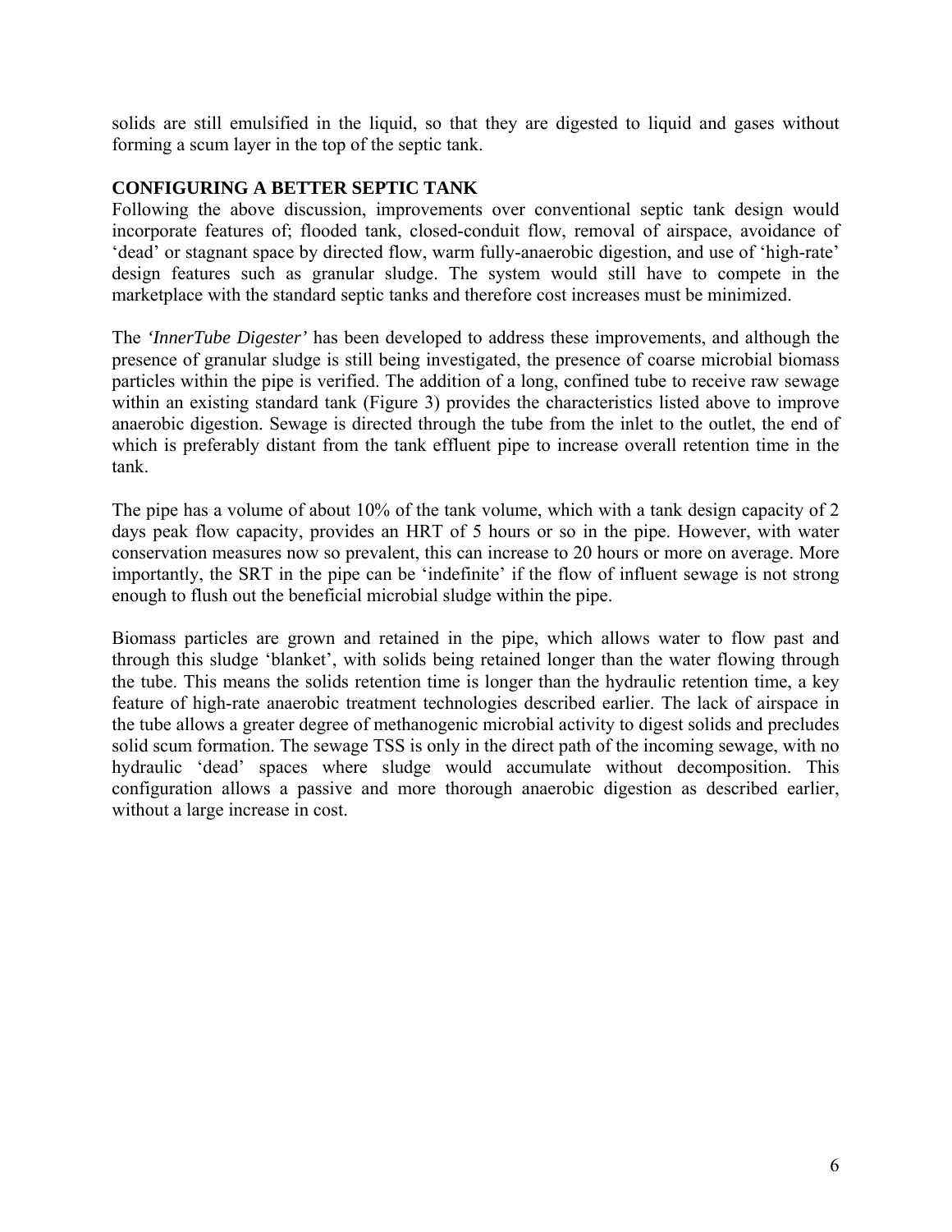solids are still emulsified in the liquid, so that they are digested to liquid and gases without forming a scum layer in the top of the septic tank.

## CONFIGURING A BETTER SEPTIC TANK

Following the above discussion, improvements over conventional septic tank design would incorporate features of; flooded tank, closed-conduit flow, removal of airspace, avoidance of 'dead' or stagnant space by directed flow, warm fully-anaerobic digestion, and use of 'high-rate' design features such as granular sludge. The system would still have to compete in the marketplace with the standard septic tanks and therefore cost increases must be minimized.

The *'InnerTube Digester'* has been developed to address these improvements, and although the presence of granular sludge is still being investigated, the presence of coarse microbial biomass particles within the pipe is verified. The addition of a long, confined tube to receive raw sewage within an existing standard tank (Figure 3) provides the characteristics listed above to improve anaerobic digestion. Sewage is directed through the tube from the inlet to the outlet, the end of which is preferably distant from the tank effluent pipe to increase overall retention time in the tank.

The pipe has a volume of about 10% of the tank volume, which with a tank design capacity of 2 days peak flow capacity, provides an HRT of 5 hours or so in the pipe. However, with water conservation measures now so prevalent, this can increase to 20 hours or more on average. More importantly, the SRT in the pipe can be 'indefinite' if the flow of influent sewage is not strong enough to flush out the beneficial microbial sludge within the pipe.

Biomass particles are grown and retained in the pipe, which allows water to flow past and through this sludge 'blanket', with solids being retained longer than the water flowing through the tube. This means the solids retention time is longer than the hydraulic retention time, a key feature of high-rate anaerobic treatment technologies described earlier. The lack of airspace in the tube allows a greater degree of methanogenic microbial activity to digest solids and precludes solid scum formation. The sewage TSS is only in the direct path of the incoming sewage, with no hydraulic 'dead' spaces where sludge would accumulate without decomposition. This configuration allows a passive and more thorough anaerobic digestion as described earlier, without a large increase in cost.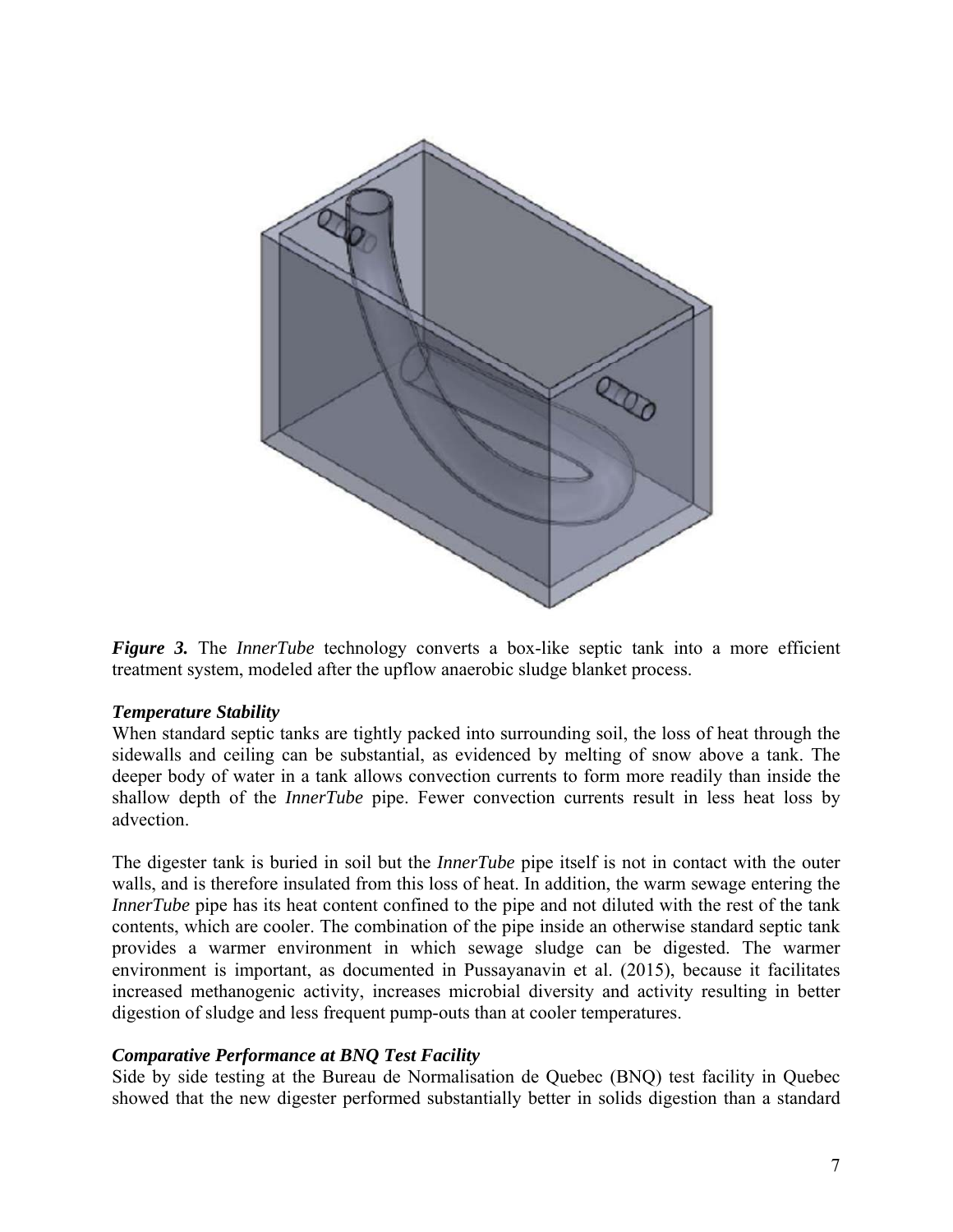*Figure 3.* The *InnerTube* technology converts a box-like septic tank into a more efficient treatment system, modeled after the upflow anaerobic sludge blanket process.

### *Temperature Stability*

When standard septic tanks are tightly packed into surrounding soil, the loss of heat through the sidewalls and ceiling can be substantial, as evidenced by melting of snow above a tank. The deeper body of water in a tank allows convection currents to form more readily than inside the shallow depth of the *InnerTube* pipe. Fewer convection currents result in less heat loss by advection.

The digester tank is buried in soil but the *InnerTube* pipe itself is not in contact with the outer walls, and is therefore insulated from this loss of heat. In addition, the warm sewage entering the *InnerTube* pipe has its heat content confined to the pipe and not diluted with the rest of the tank contents, which are cooler. The combination of the pipe inside an otherwise standard septic tank provides a warmer environment in which sewage sludge can be digested. The warmer environment is important, as documented in Pussayanavin et al. (2015), because it facilitates increased methanogenic activity, increases microbial diversity and activity resulting in better digestion of sludge and less frequent pump-outs than at cooler temperatures.

### *Comparative Performance at BNQ Test Facility*

Side by side testing at the Bureau de Normalisation de Quebec (BNQ) test facility in Quebec showed that the new digester performed substantially better in solids digestion than a standard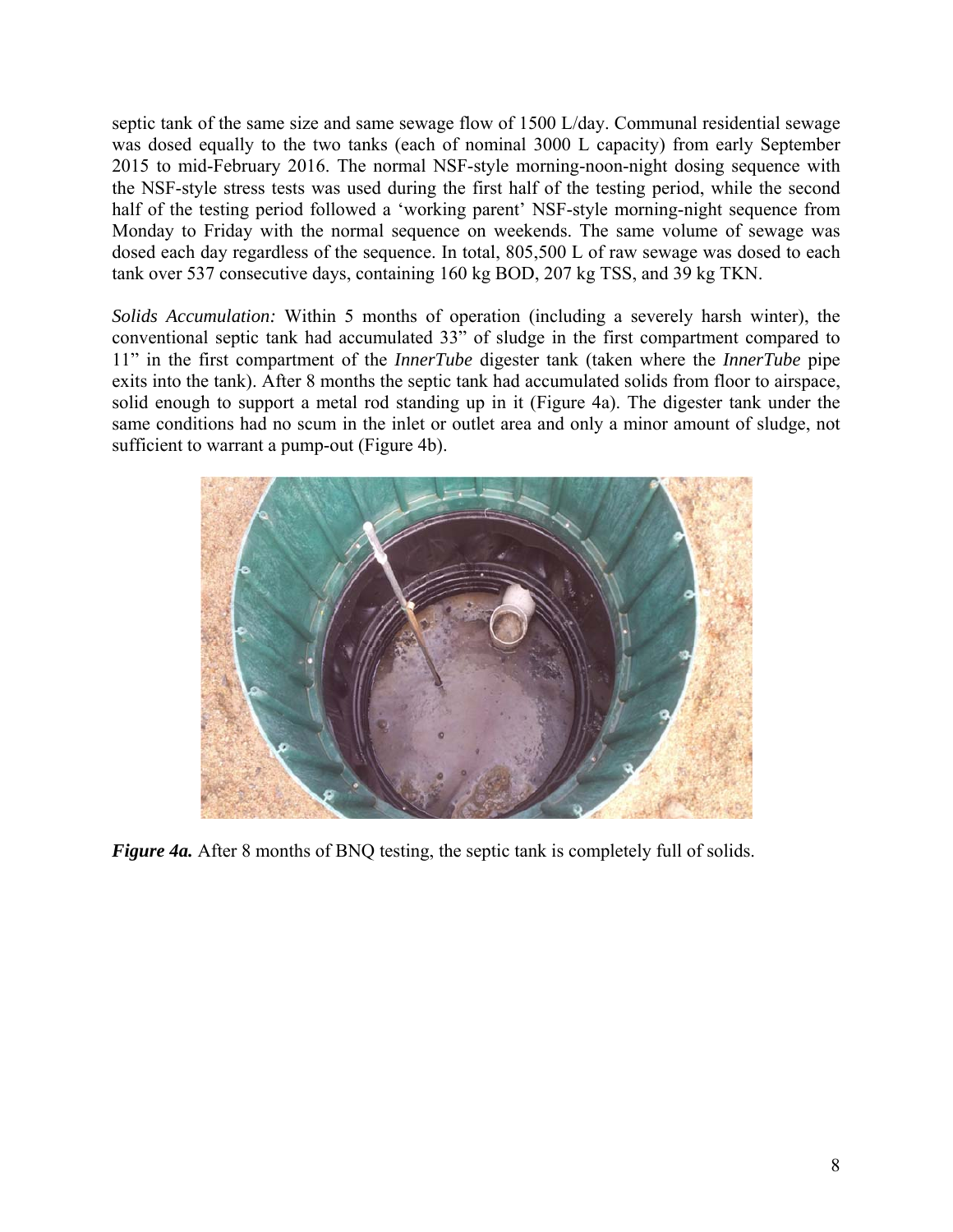septic tank of the same size and same sewage flow of 1500 L/day. Communal residential sewage was dosed equally to the two tanks (each of nominal 3000 L capacity) from early September 2015 to mid-February 2016. The normal NSF-style morning-noon-night dosing sequence with the NSF-style stress tests was used during the first half of the testing period, while the second half of the testing period followed a 'working parent' NSF-style morning-night sequence from Monday to Friday with the normal sequence on weekends. The same volume of sewage was dosed each day regardless of the sequence. In total, 805,500 L of raw sewage was dosed to each tank over 537 consecutive days, containing 160 kg BOD, 207 kg TSS, and 39 kg TKN.

*Solids Accumulation:* Within 5 months of operation (including a severely harsh winter), the conventional septic tank had accumulated 33" of sludge in the first compartment compared to 11" in the first compartment of the *InnerTube* digester tank (taken where the *InnerTube* pipe exits into the tank). After 8 months the septic tank had accumulated solids from floor to airspace, solid enough to support a metal rod standing up in it (Figure 4a). The digester tank under the same conditions had no scum in the inlet or outlet area and only a minor amount of sludge, not sufficient to warrant a pump-out (Figure 4b).

***Figure 4a.*** After 8 months of BNQ testing, the septic tank is completely full of solids.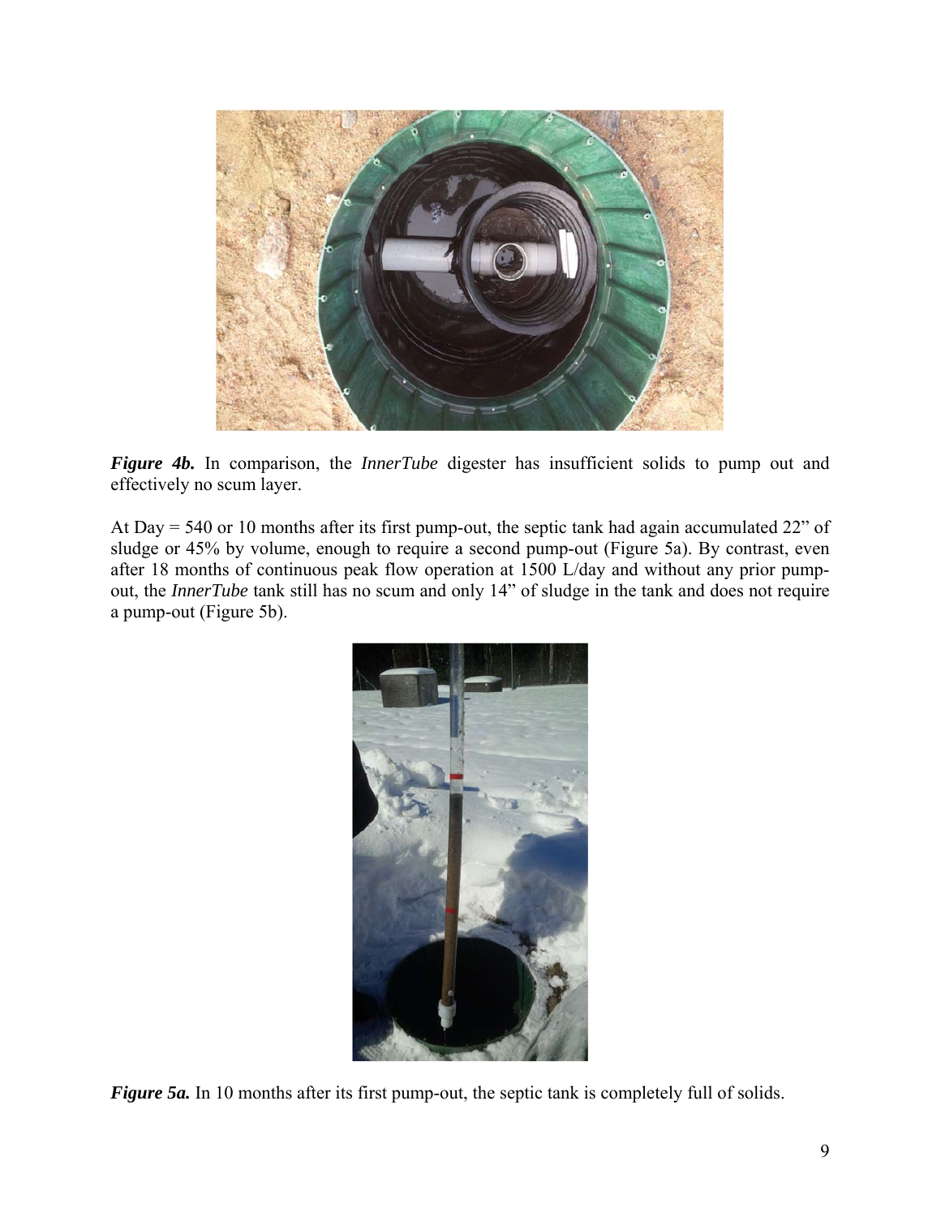***Figure 4b.*** In comparison, the *InnerTube* digester has insufficient solids to pump out and effectively no scum layer.

At Day = 540 or 10 months after its first pump-out, the septic tank had again accumulated 22" of sludge or 45% by volume, enough to require a second pump-out (Figure 5a). By contrast, even after 18 months of continuous peak flow operation at 1500 L/day and without any prior pump-out, the *InnerTube* tank still has no scum and only 14" of sludge in the tank and does not require a pump-out (Figure 5b).

***Figure 5a.*** In 10 months after its first pump-out, the septic tank is completely full of solids.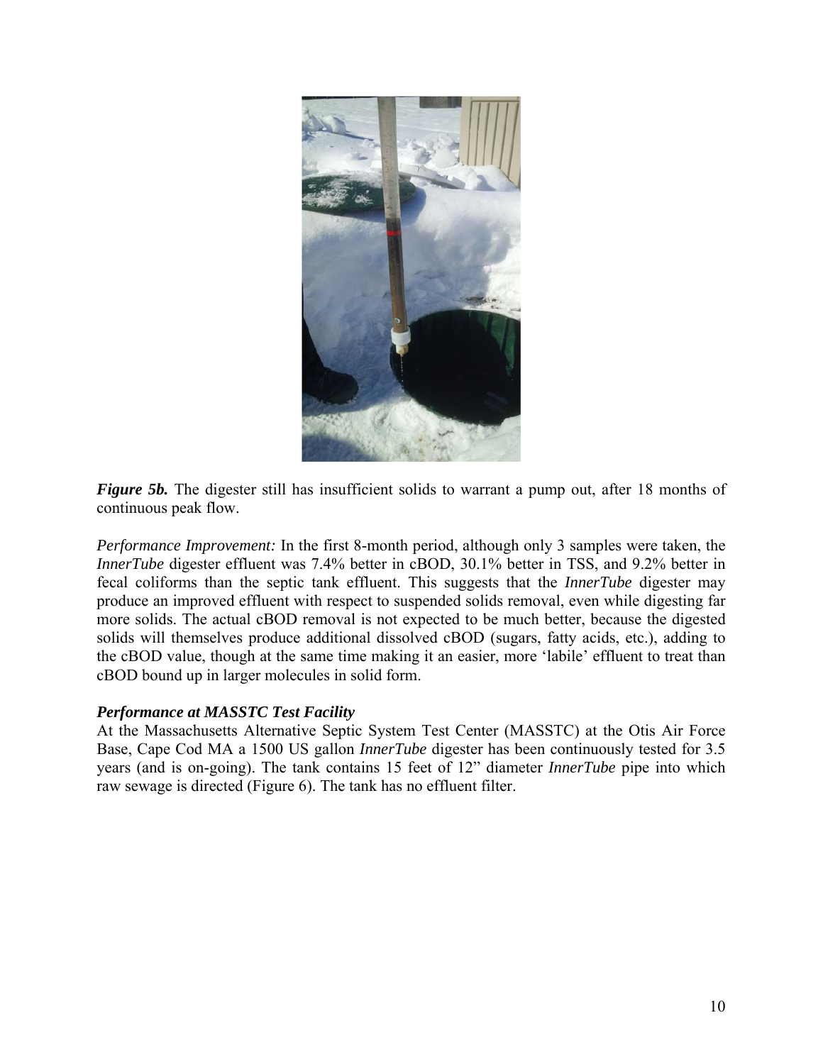***Figure 5b.*** The digester still has insufficient solids to warrant a pump out, after 18 months of continuous peak flow.

*Performance Improvement:* In the first 8-month period, although only 3 samples were taken, the *InnerTube* digester effluent was 7.4% better in cBOD, 30.1% better in TSS, and 9.2% better in fecal coliforms than the septic tank effluent. This suggests that the *InnerTube* digester may produce an improved effluent with respect to suspended solids removal, even while digesting far more solids. The actual cBOD removal is not expected to be much better, because the digested solids will themselves produce additional dissolved cBOD (sugars, fatty acids, etc.), adding to the cBOD value, though at the same time making it an easier, more 'labile' effluent to treat than cBOD bound up in larger molecules in solid form.

***Performance at MASSTC Test Facility***

At the Massachusetts Alternative Septic System Test Center (MASSTC) at the Otis Air Force Base, Cape Cod MA a 1500 US gallon *InnerTube* digester has been continuously tested for 3.5 years (and is on-going). The tank contains 15 feet of 12" diameter *InnerTube* pipe into which raw sewage is directed (Figure 6). The tank has no effluent filter.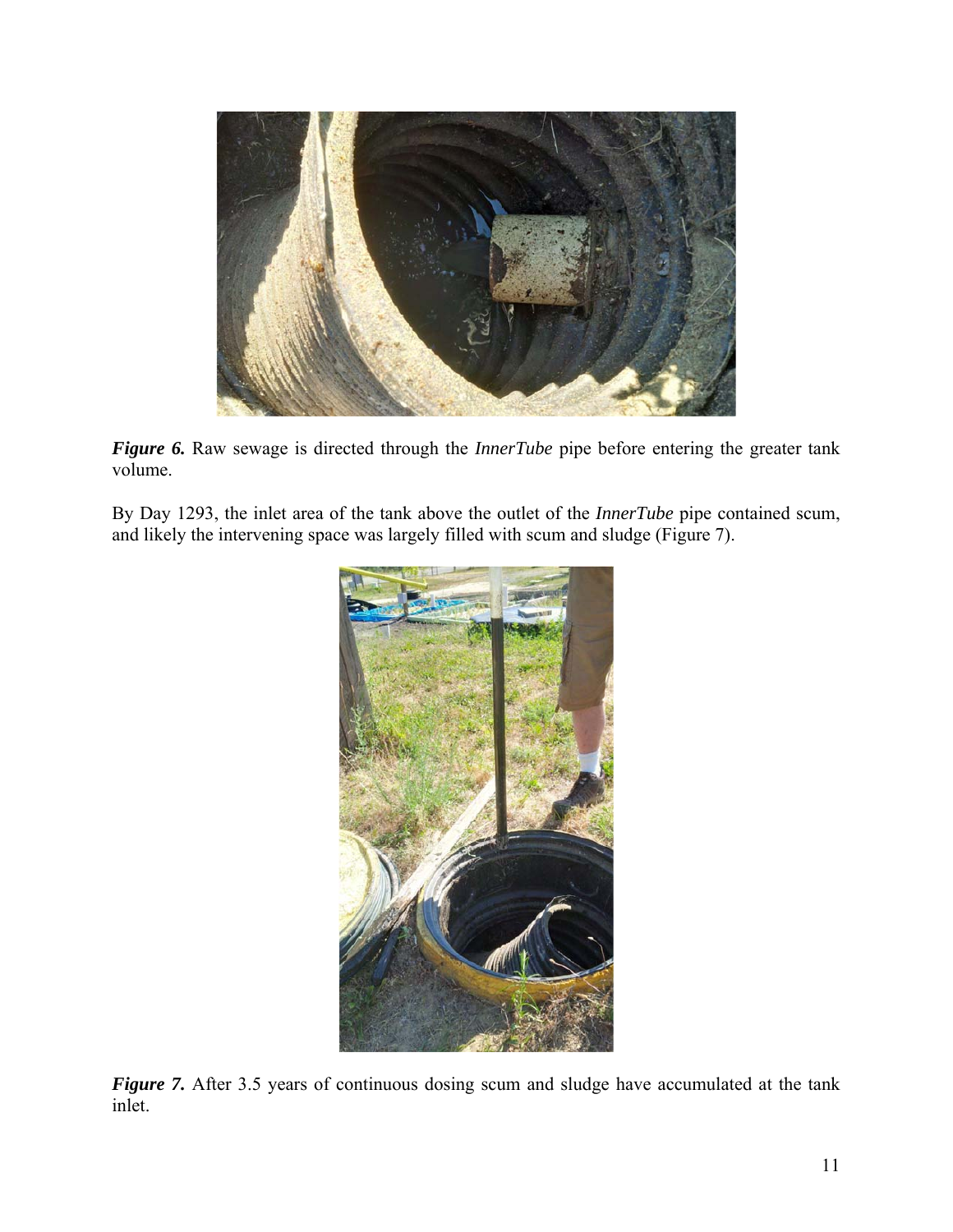***Figure 6.*** Raw sewage is directed through the *InnerTube* pipe before entering the greater tank volume.

By Day 1293, the inlet area of the tank above the outlet of the *InnerTube* pipe contained scum, and likely the intervening space was largely filled with scum and sludge (Figure 7).

***Figure 7.*** After 3.5 years of continuous dosing scum and sludge have accumulated at the tank inlet.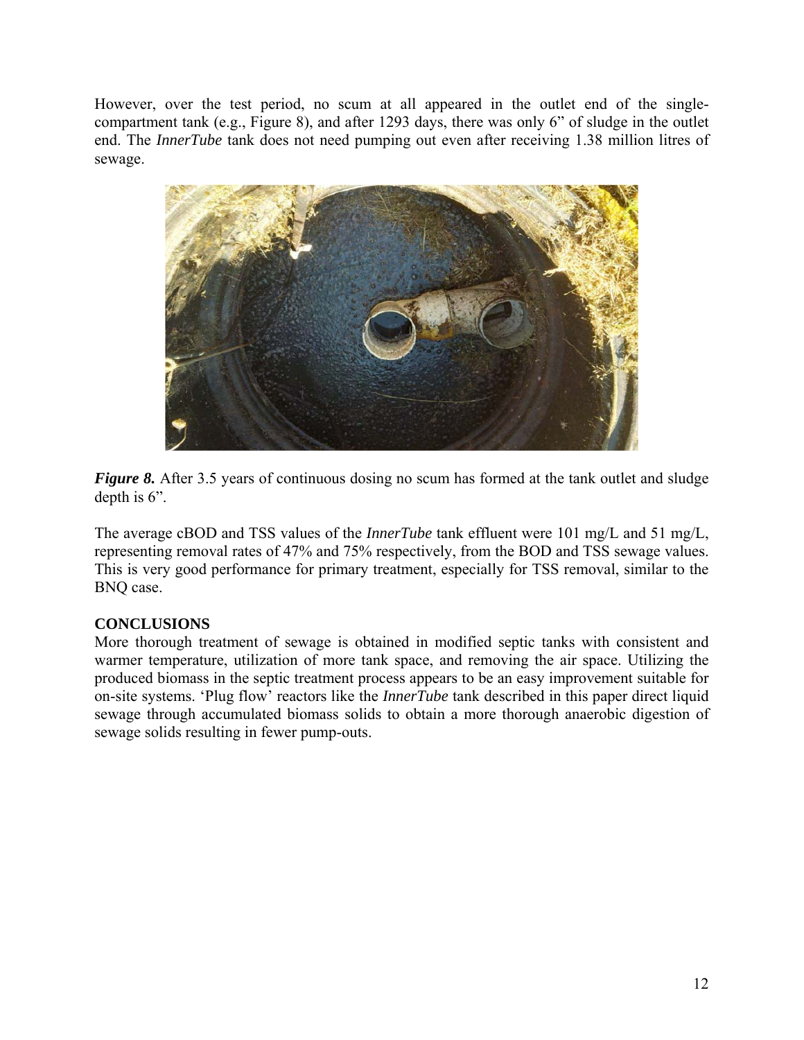However, over the test period, no scum at all appeared in the outlet end of the single-compartment tank (e.g., Figure 8), and after 1293 days, there was only 6” of sludge in the outlet end. The *InnerTube* tank does not need pumping out even after receiving 1.38 million litres of sewage.

***Figure 8.*** After 3.5 years of continuous dosing no scum has formed at the tank outlet and sludge depth is 6”.

The average cBOD and TSS values of the *InnerTube* tank effluent were 101 mg/L and 51 mg/L, representing removal rates of 47% and 75% respectively, from the BOD and TSS sewage values. This is very good performance for primary treatment, especially for TSS removal, similar to the BNQ case.

## CONCLUSIONS

More thorough treatment of sewage is obtained in modified septic tanks with consistent and warmer temperature, utilization of more tank space, and removing the air space. Utilizing the produced biomass in the septic treatment process appears to be an easy improvement suitable for on-site systems. ‘Plug flow’ reactors like the *InnerTube* tank described in this paper direct liquid sewage through accumulated biomass solids to obtain a more thorough anaerobic digestion of sewage solids resulting in fewer pump-outs.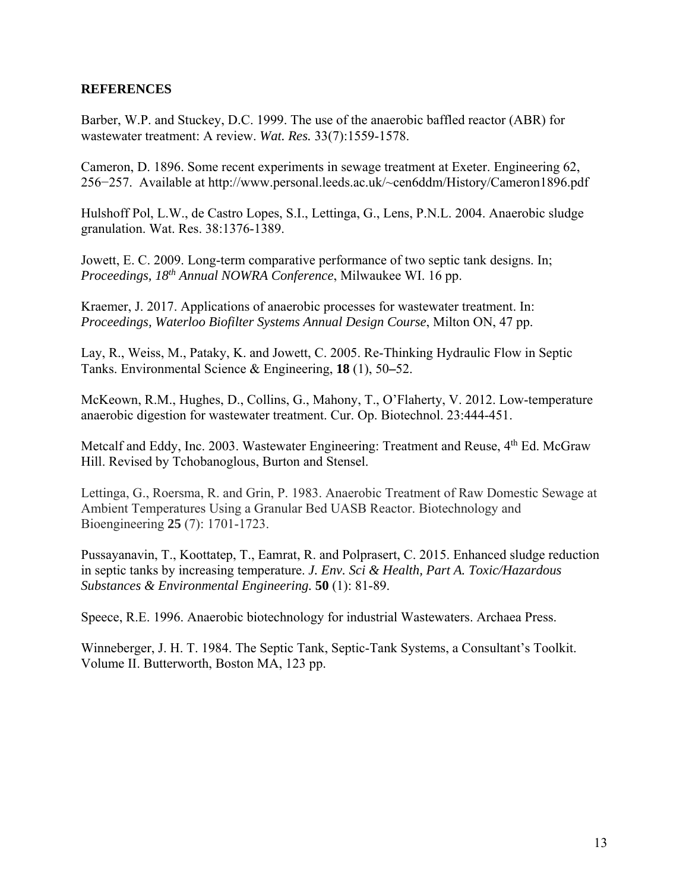**REFERENCES**

Barber, W.P. and Stuckey, D.C. 1999. The use of the anaerobic baffled reactor (ABR) for wastewater treatment: A review. *Wat. Res.* 33(7):1559-1578.

Cameron, D. 1896. Some recent experiments in sewage treatment at Exeter. Engineering 62, 256−257. Available at http://www.personal.leeds.ac.uk/~cen6ddm/History/Cameron1896.pdf

Hulshoff Pol, L.W., de Castro Lopes, S.I., Lettinga, G., Lens, P.N.L. 2004. Anaerobic sludge granulation. Wat. Res. 38:1376-1389.

Jowett, E. C. 2009. Long-term comparative performance of two septic tank designs. In; *Proceedings, 18th Annual NOWRA Conference*, Milwaukee WI. 16 pp.

Kraemer, J. 2017. Applications of anaerobic processes for wastewater treatment. In: *Proceedings, Waterloo Biofilter Systems Annual Design Course*, Milton ON, 47 pp.

Lay, R., Weiss, M., Pataky, K. and Jowett, C. 2005. Re-Thinking Hydraulic Flow in Septic Tanks. Environmental Science & Engineering, **18** (1), 50–52.

McKeown, R.M., Hughes, D., Collins, G., Mahony, T., O'Flaherty, V. 2012. Low-temperature anaerobic digestion for wastewater treatment. Cur. Op. Biotechnol. 23:444-451.

Metcalf and Eddy, Inc. 2003. Wastewater Engineering: Treatment and Reuse, 4th Ed. McGraw Hill. Revised by Tchobanoglous, Burton and Stensel.

Lettinga, G., Roersma, R. and Grin, P. 1983. Anaerobic Treatment of Raw Domestic Sewage at Ambient Temperatures Using a Granular Bed UASB Reactor. Biotechnology and Bioengineering **25** (7): 1701-1723.

Pussayanavin, T., Koottatep, T., Eamrat, R. and Polprasert, C. 2015. Enhanced sludge reduction in septic tanks by increasing temperature. *J. Env. Sci & Health, Part A. Toxic/Hazardous Substances & Environmental Engineering.* **50** (1): 81-89.

Speece, R.E. 1996. Anaerobic biotechnology for industrial Wastewaters. Archaea Press.

Winneberger, J. H. T. 1984. The Septic Tank, Septic-Tank Systems, a Consultant's Toolkit. Volume II. Butterworth, Boston MA, 123 pp.